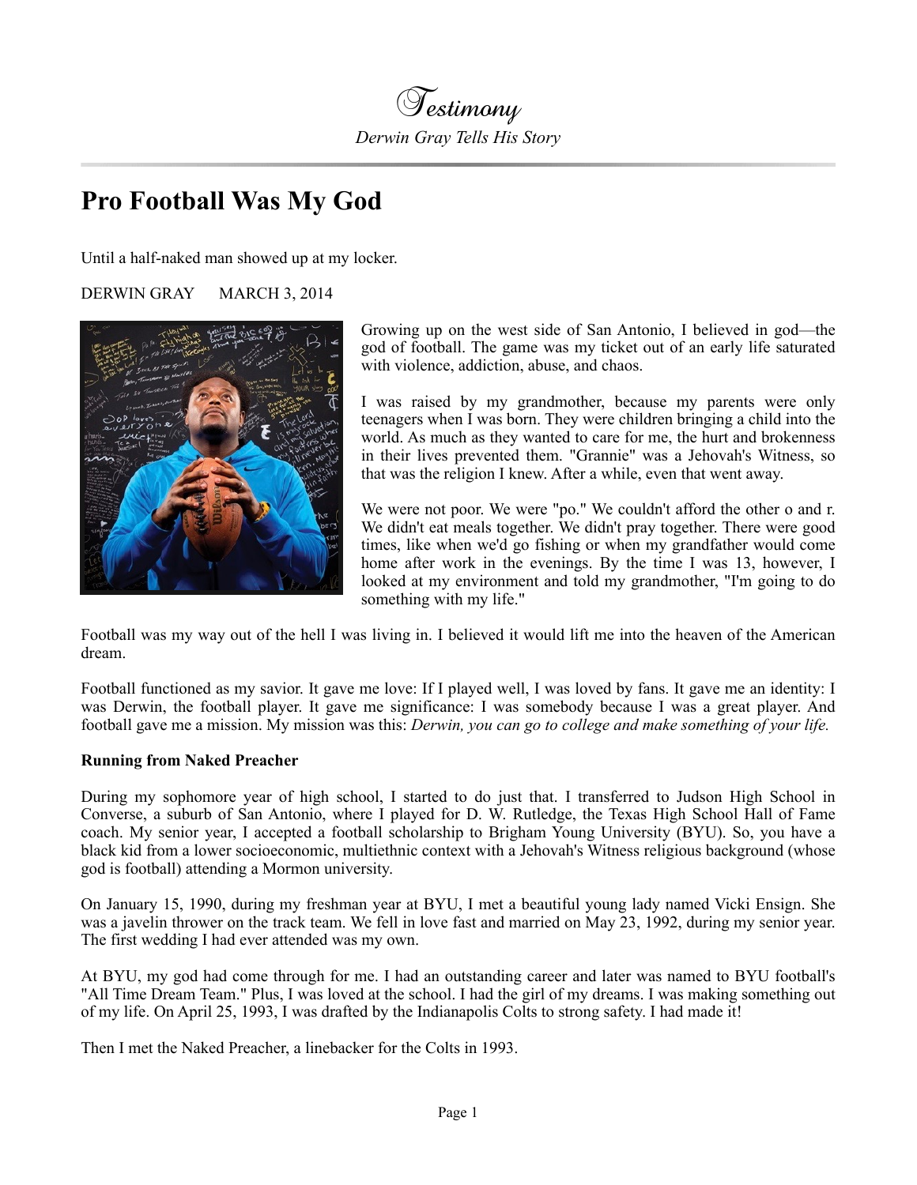# Testimony

*Derwin Gray Tells His Story*

## Pro Football Was My God

Until a half-naked man showed up at my locker.

DERWIN GRAY MARCH 3, 2014

Growing up on the west side of San Antonio, I believed in god—the god of football. The game was my ticket out of an early life saturated with violence, addiction, abuse, and chaos.

I was raised by my grandmother, because my parents were only teenagers when I was born. They were children bringing a child into the world. As much as they wanted to care for me, the hurt and brokenness in their lives prevented them. "Grannie" was a Jehovah's Witness, so that was the religion I knew. After a while, even that went away.

We were not poor. We were "po." We couldn't afford the other o and r. We didn't eat meals together. We didn't pray together. There were good times, like when we'd go fishing or when my grandfather would come home after work in the evenings. By the time I was 13, however, I looked at my environment and told my grandmother, "I'm going to do something with my life."

Football was my way out of the hell I was living in. I believed it would lift me into the heaven of the American dream.

Football functioned as my savior. It gave me love: If I played well, I was loved by fans. It gave me an identity: I was Derwin, the football player. It gave me significance: I was somebody because I was a great player. And football gave me a mission. My mission was this: *Derwin, you can go to college and make something of your life.*

**Running from Naked Preacher**

During my sophomore year of high school, I started to do just that. I transferred to Judson High School in Converse, a suburb of San Antonio, where I played for D. W. Rutledge, the Texas High School Hall of Fame coach. My senior year, I accepted a football scholarship to Brigham Young University (BYU). So, you have a black kid from a lower socioeconomic, multiethnic context with a Jehovah's Witness religious background (whose god is football) attending a Mormon university.

On January 15, 1990, during my freshman year at BYU, I met a beautiful young lady named Vicki Ensign. She was a javelin thrower on the track team. We fell in love fast and married on May 23, 1992, during my senior year. The first wedding I had ever attended was my own.

At BYU, my god had come through for me. I had an outstanding career and later was named to BYU football's "All Time Dream Team." Plus, I was loved at the school. I had the girl of my dreams. I was making something out of my life. On April 25, 1993, I was drafted by the Indianapolis Colts to strong safety. I had made it!

Then I met the Naked Preacher, a linebacker for the Colts in 1993.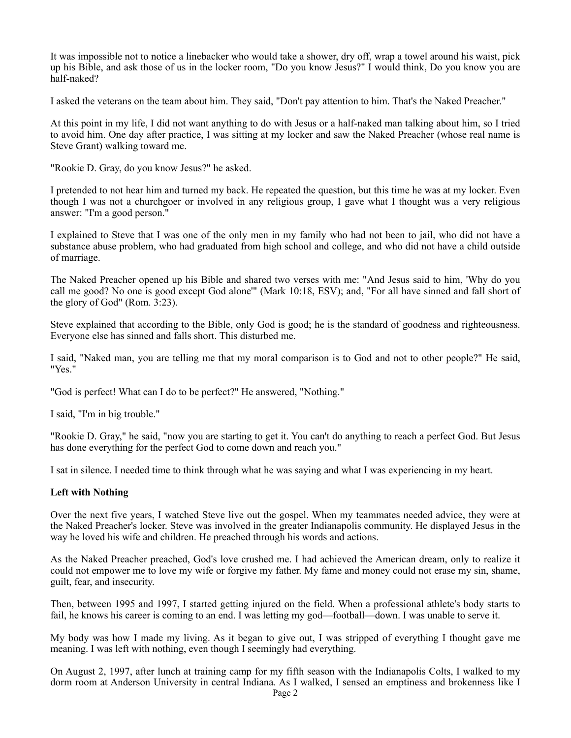It was impossible not to notice a linebacker who would take a shower, dry off, wrap a towel around his waist, pick up his Bible, and ask those of us in the locker room, "Do you know Jesus?" I would think, Do you know you are half-naked?

I asked the veterans on the team about him. They said, "Don't pay attention to him. That's the Naked Preacher."

At this point in my life, I did not want anything to do with Jesus or a half-naked man talking about him, so I tried to avoid him. One day after practice, I was sitting at my locker and saw the Naked Preacher (whose real name is Steve Grant) walking toward me.

"Rookie D. Gray, do you know Jesus?" he asked.

I pretended to not hear him and turned my back. He repeated the question, but this time he was at my locker. Even though I was not a churchgoer or involved in any religious group, I gave what I thought was a very religious answer: "I'm a good person."

I explained to Steve that I was one of the only men in my family who had not been to jail, who did not have a substance abuse problem, who had graduated from high school and college, and who did not have a child outside of marriage.

The Naked Preacher opened up his Bible and shared two verses with me: "And Jesus said to him, 'Why do you call me good? No one is good except God alone'" (Mark 10:18, ESV); and, "For all have sinned and fall short of the glory of God" (Rom. 3:23).

Steve explained that according to the Bible, only God is good; he is the standard of goodness and righteousness. Everyone else has sinned and falls short. This disturbed me.

I said, "Naked man, you are telling me that my moral comparison is to God and not to other people?" He said, "Yes."

"God is perfect! What can I do to be perfect?" He answered, "Nothing."

I said, "I'm in big trouble."

"Rookie D. Gray," he said, "now you are starting to get it. You can't do anything to reach a perfect God. But Jesus has done everything for the perfect God to come down and reach you."

I sat in silence. I needed time to think through what he was saying and what I was experiencing in my heart.

**Left with Nothing**

Over the next five years, I watched Steve live out the gospel. When my teammates needed advice, they were at the Naked Preacher's locker. Steve was involved in the greater Indianapolis community. He displayed Jesus in the way he loved his wife and children. He preached through his words and actions.

As the Naked Preacher preached, God's love crushed me. I had achieved the American dream, only to realize it could not empower me to love my wife or forgive my father. My fame and money could not erase my sin, shame, guilt, fear, and insecurity.

Then, between 1995 and 1997, I started getting injured on the field. When a professional athlete's body starts to fail, he knows his career is coming to an end. I was letting my god—football—down. I was unable to serve it.

My body was how I made my living. As it began to give out, I was stripped of everything I thought gave me meaning. I was left with nothing, even though I seemingly had everything.

On August 2, 1997, after lunch at training camp for my fifth season with the Indianapolis Colts, I walked to my dorm room at Anderson University in central Indiana. As I walked, I sensed an emptiness and brokenness like I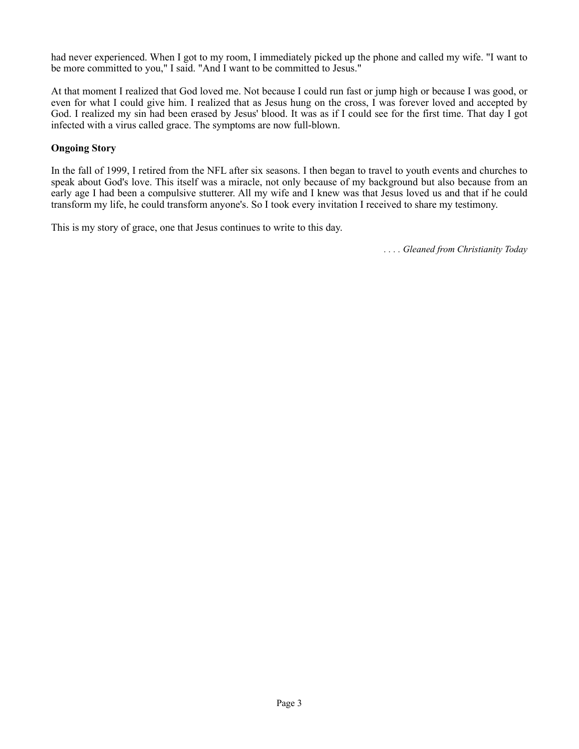had never experienced. When I got to my room, I immediately picked up the phone and called my wife. "I want to be more committed to you," I said. "And I want to be committed to Jesus."

At that moment I realized that God loved me. Not because I could run fast or jump high or because I was good, or even for what I could give him. I realized that as Jesus hung on the cross, I was forever loved and accepted by God. I realized my sin had been erased by Jesus' blood. It was as if I could see for the first time. That day I got infected with a virus called grace. The symptoms are now full-blown.

**Ongoing Story**

In the fall of 1999, I retired from the NFL after six seasons. I then began to travel to youth events and churches to speak about God's love. This itself was a miracle, not only because of my background but also because from an early age I had been a compulsive stutterer. All my wife and I knew was that Jesus loved us and that if he could transform my life, he could transform anyone's. So I took every invitation I received to share my testimony.

This is my story of grace, one that Jesus continues to write to this day.

. . . . *Gleaned from Christianity Today*